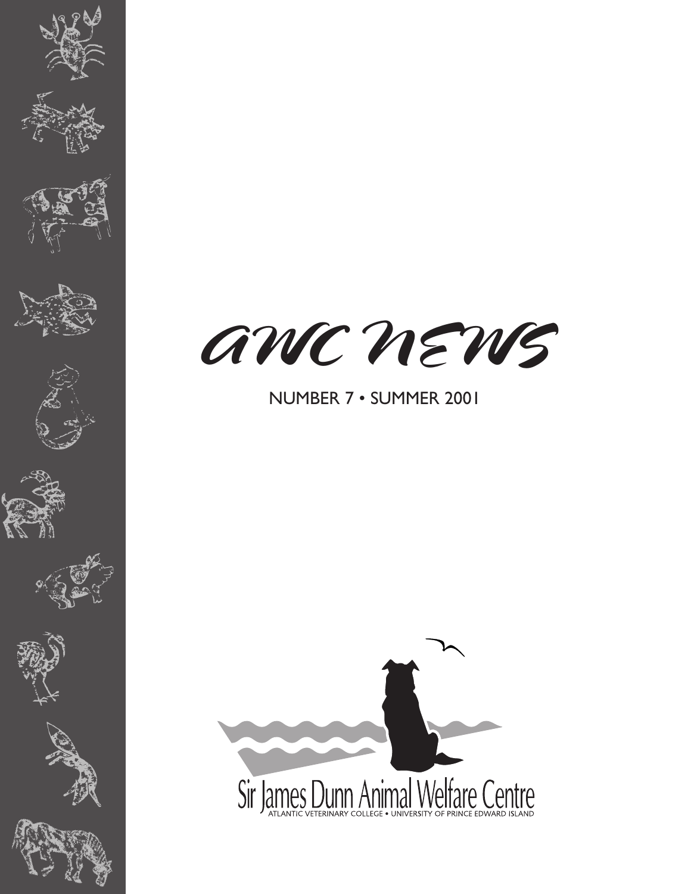# AWC NEWS

NUMBER 7 • SUMMER 2001

Sir James Dunn Animal Welfare Centre

ATLANTIC VETERINARY COLLEGE • UNIVERSITY OF PRINCE EDWARD ISLAND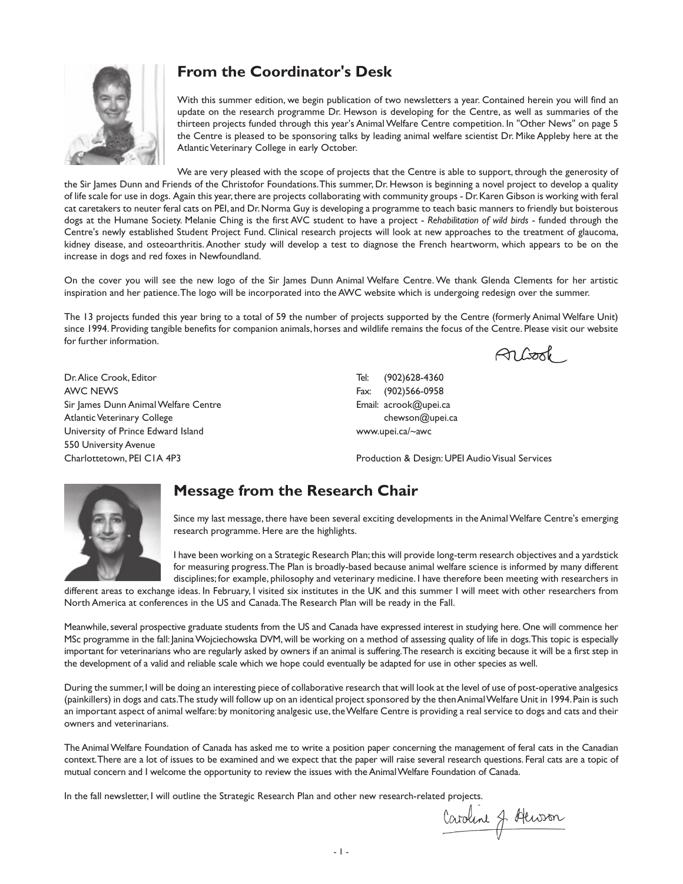## From the Coordinator's Desk

With this summer edition, we begin publication of two newsletters a year. Contained herein you will find an update on the research programme Dr. Hewson is developing for the Centre, as well as summaries of the thirteen projects funded through this year's Animal Welfare Centre competition. In "Other News" on page 5 the Centre is pleased to be sponsoring talks by leading animal welfare scientist Dr. Mike Appleby here at the Atlantic Veterinary College in early October.

We are very pleased with the scope of projects that the Centre is able to support, through the generosity of the Sir James Dunn and Friends of the Christofor Foundations. This summer, Dr. Hewson is beginning a novel project to develop a quality of life scale for use in dogs. Again this year, there are projects collaborating with community groups - Dr. Karen Gibson is working with feral cat caretakers to neuter feral cats on PEI, and Dr. Norma Guy is developing a programme to teach basic manners to friendly but boisterous dogs at the Humane Society. Melanie Ching is the first AVC student to have a project - *Rehabilitation of wild birds* - funded through the Centre's newly established Student Project Fund. Clinical research projects will look at new approaches to the treatment of glaucoma, kidney disease, and osteoarthritis. Another study will develop a test to diagnose the French heartworm, which appears to be on the increase in dogs and red foxes in Newfoundland.

On the cover you will see the new logo of the Sir James Dunn Animal Welfare Centre. We thank Glenda Clements for her artistic inspiration and her patience. The logo will be incorporated into the AWC website which is undergoing redesign over the summer.

The 13 projects funded this year bring to a total of 59 the number of projects supported by the Centre (formerly Animal Welfare Unit) since 1994. Providing tangible benefits for companion animals, horses and wildlife remains the focus of the Centre. Please visit our website for further information.

A. Crook

Dr. Alice Crook, Editor
AWC NEWS
Sir James Dunn Animal Welfare Centre
Atlantic Veterinary College
University of Prince Edward Island
550 University Avenue
Charlottetown, PEI C1A 4P3

Tel: (902)628-4360
Fax: (902)566-0958
Email: acrook@upei.ca
chewson@upei.ca
www.upei.ca/~awc

Production & Design: UPEI Audio Visual Services

## Message from the Research Chair

Since my last message, there have been several exciting developments in the Animal Welfare Centre's emerging research programme. Here are the highlights.

I have been working on a Strategic Research Plan; this will provide long-term research objectives and a yardstick for measuring progress. The Plan is broadly-based because animal welfare science is informed by many different disciplines; for example, philosophy and veterinary medicine. I have therefore been meeting with researchers in different areas to exchange ideas. In February, I visited six institutes in the UK and this summer I will meet with other researchers from North America at conferences in the US and Canada. The Research Plan will be ready in the Fall.

Meanwhile, several prospective graduate students from the US and Canada have expressed interest in studying here. One will commence her MSc programme in the fall: Janina Wojciechowska DVM, will be working on a method of assessing quality of life in dogs. This topic is especially important for veterinarians who are regularly asked by owners if an animal is suffering. The research is exciting because it will be a first step in the development of a valid and reliable scale which we hope could eventually be adapted for use in other species as well.

During the summer, I will be doing an interesting piece of collaborative research that will look at the level of use of post-operative analgesics (painkillers) in dogs and cats. The study will follow up on an identical project sponsored by the then Animal Welfare Unit in 1994. Pain is such an important aspect of animal welfare: by monitoring analgesic use, the Welfare Centre is providing a real service to dogs and cats and their owners and veterinarians.

The Animal Welfare Foundation of Canada has asked me to write a position paper concerning the management of feral cats in the Canadian context. There are a lot of issues to be examined and we expect that the paper will raise several research questions. Feral cats are a topic of mutual concern and I welcome the opportunity to review the issues with the Animal Welfare Foundation of Canada.

In the fall newsletter, I will outline the Strategic Research Plan and other new research-related projects.

Caroline J. Hewson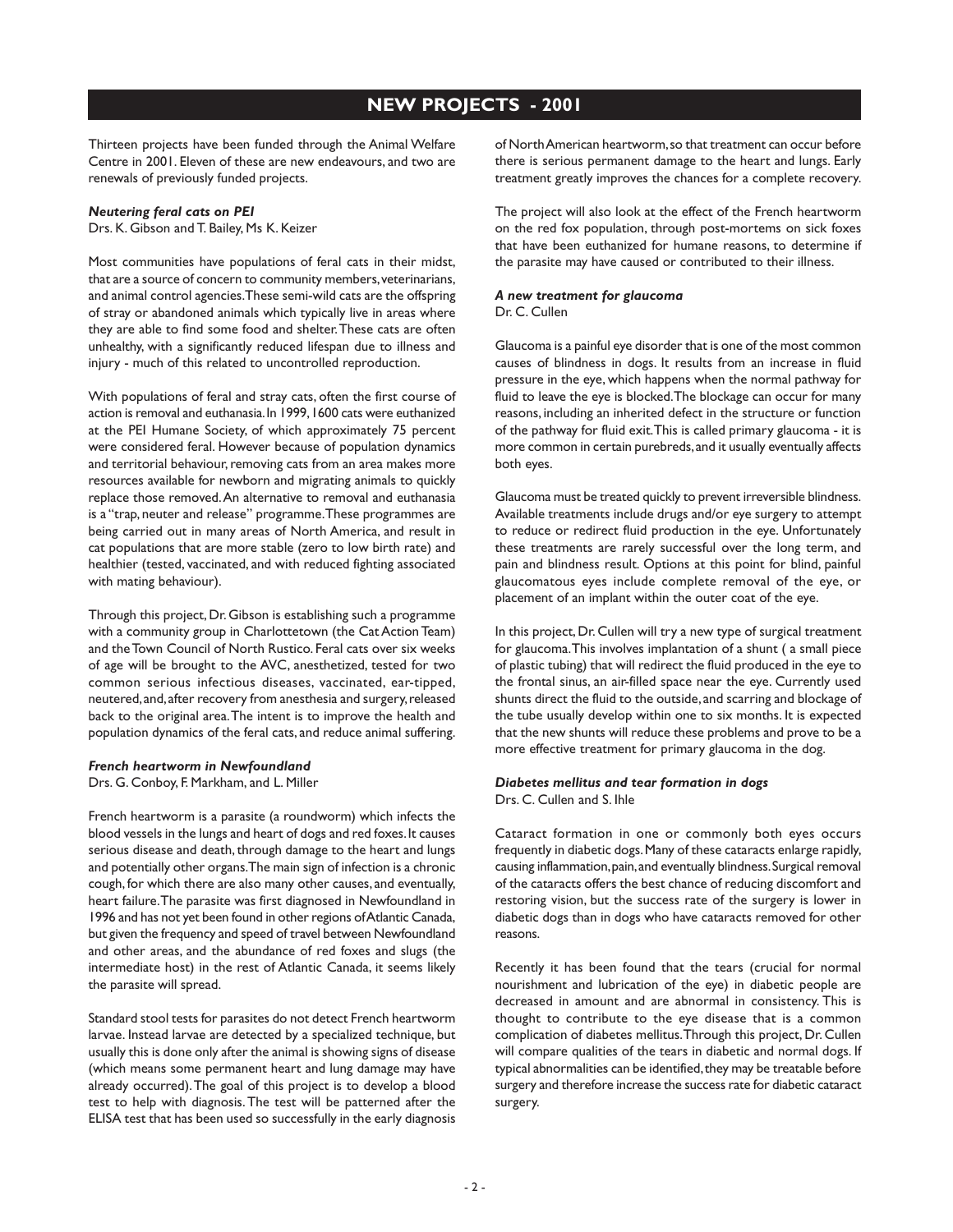# NEW PROJECTS - 2001

Thirteen projects have been funded through the Animal Welfare Centre in 2001. Eleven of these are new endeavours, and two are renewals of previously funded projects.

### *Neutering feral cats on PEI*

Drs. K. Gibson and T. Bailey, Ms K. Keizer

Most communities have populations of feral cats in their midst, that are a source of concern to community members, veterinarians, and animal control agencies. These semi-wild cats are the offspring of stray or abandoned animals which typically live in areas where they are able to find some food and shelter. These cats are often unhealthy, with a significantly reduced lifespan due to illness and injury - much of this related to uncontrolled reproduction.

With populations of feral and stray cats, often the first course of action is removal and euthanasia. In 1999, 1600 cats were euthanized at the PEI Humane Society, of which approximately 75 percent were considered feral. However because of population dynamics and territorial behaviour, removing cats from an area makes more resources available for newborn and migrating animals to quickly replace those removed. An alternative to removal and euthanasia is a "trap, neuter and release" programme. These programmes are being carried out in many areas of North America, and result in cat populations that are more stable (zero to low birth rate) and healthier (tested, vaccinated, and with reduced fighting associated with mating behaviour).

Through this project, Dr. Gibson is establishing such a programme with a community group in Charlottetown (the Cat Action Team) and the Town Council of North Rustico. Feral cats over six weeks of age will be brought to the AVC, anesthetized, tested for two common serious infectious diseases, vaccinated, ear-tipped, neutered, and, after recovery from anesthesia and surgery, released back to the original area. The intent is to improve the health and population dynamics of the feral cats, and reduce animal suffering.

### *French heartworm in Newfoundland*

Drs. G. Conboy, F. Markham, and L. Miller

French heartworm is a parasite (a roundworm) which infects the blood vessels in the lungs and heart of dogs and red foxes. It causes serious disease and death, through damage to the heart and lungs and potentially other organs. The main sign of infection is a chronic cough, for which there are also many other causes, and eventually, heart failure. The parasite was first diagnosed in Newfoundland in 1996 and has not yet been found in other regions of Atlantic Canada, but given the frequency and speed of travel between Newfoundland and other areas, and the abundance of red foxes and slugs (the intermediate host) in the rest of Atlantic Canada, it seems likely the parasite will spread.

Standard stool tests for parasites do not detect French heartworm larvae. Instead larvae are detected by a specialized technique, but usually this is done only after the animal is showing signs of disease (which means some permanent heart and lung damage may have already occurred). The goal of this project is to develop a blood test to help with diagnosis. The test will be patterned after the ELISA test that has been used so successfully in the early diagnosis of North American heartworm, so that treatment can occur before there is serious permanent damage to the heart and lungs. Early treatment greatly improves the chances for a complete recovery.

The project will also look at the effect of the French heartworm on the red fox population, through post-mortems on sick foxes that have been euthanized for humane reasons, to determine if the parasite may have caused or contributed to their illness.

### *A new treatment for glaucoma*

Dr. C. Cullen

Glaucoma is a painful eye disorder that is one of the most common causes of blindness in dogs. It results from an increase in fluid pressure in the eye, which happens when the normal pathway for fluid to leave the eye is blocked. The blockage can occur for many reasons, including an inherited defect in the structure or function of the pathway for fluid exit. This is called primary glaucoma - it is more common in certain purebreds, and it usually eventually affects both eyes.

Glaucoma must be treated quickly to prevent irreversible blindness. Available treatments include drugs and/or eye surgery to attempt to reduce or redirect fluid production in the eye. Unfortunately these treatments are rarely successful over the long term, and pain and blindness result. Options at this point for blind, painful glaucomatous eyes include complete removal of the eye, or placement of an implant within the outer coat of the eye.

In this project, Dr. Cullen will try a new type of surgical treatment for glaucoma. This involves implantation of a shunt ( a small piece of plastic tubing) that will redirect the fluid produced in the eye to the frontal sinus, an air-filled space near the eye. Currently used shunts direct the fluid to the outside, and scarring and blockage of the tube usually develop within one to six months. It is expected that the new shunts will reduce these problems and prove to be a more effective treatment for primary glaucoma in the dog.

### *Diabetes mellitus and tear formation in dogs*

Drs. C. Cullen and S. Ihle

Cataract formation in one or commonly both eyes occurs frequently in diabetic dogs. Many of these cataracts enlarge rapidly, causing inflammation, pain, and eventually blindness. Surgical removal of the cataracts offers the best chance of reducing discomfort and restoring vision, but the success rate of the surgery is lower in diabetic dogs than in dogs who have cataracts removed for other reasons.

Recently it has been found that the tears (crucial for normal nourishment and lubrication of the eye) in diabetic people are decreased in amount and are abnormal in consistency. This is thought to contribute to the eye disease that is a common complication of diabetes mellitus. Through this project, Dr. Cullen will compare qualities of the tears in diabetic and normal dogs. If typical abnormalities can be identified, they may be treatable before surgery and therefore increase the success rate for diabetic cataract surgery.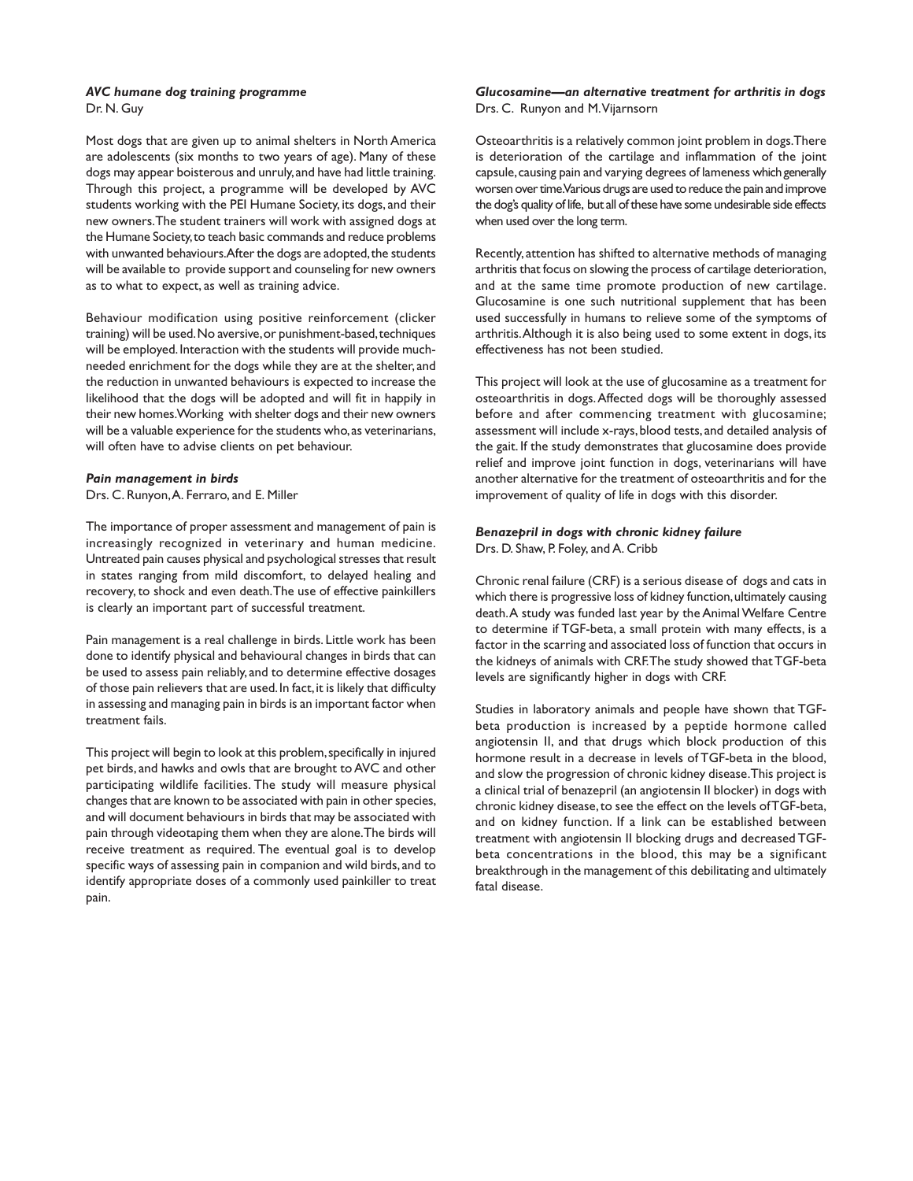### *AVC humane dog training programme*

Dr. N. Guy

Most dogs that are given up to animal shelters in North America are adolescents (six months to two years of age). Many of these dogs may appear boisterous and unruly, and have had little training. Through this project, a programme will be developed by AVC students working with the PEI Humane Society, its dogs, and their new owners. The student trainers will work with assigned dogs at the Humane Society, to teach basic commands and reduce problems with unwanted behaviours. After the dogs are adopted, the students will be available to provide support and counseling for new owners as to what to expect, as well as training advice.

Behaviour modification using positive reinforcement (clicker training) will be used. No aversive, or punishment-based, techniques will be employed. Interaction with the students will provide much-needed enrichment for the dogs while they are at the shelter, and the reduction in unwanted behaviours is expected to increase the likelihood that the dogs will be adopted and will fit in happily in their new homes. Working with shelter dogs and their new owners will be a valuable experience for the students who, as veterinarians, will often have to advise clients on pet behaviour.

### *Pain management in birds*

Drs. C. Runyon, A. Ferraro, and E. Miller

The importance of proper assessment and management of pain is increasingly recognized in veterinary and human medicine. Untreated pain causes physical and psychological stresses that result in states ranging from mild discomfort, to delayed healing and recovery, to shock and even death. The use of effective painkillers is clearly an important part of successful treatment.

Pain management is a real challenge in birds. Little work has been done to identify physical and behavioural changes in birds that can be used to assess pain reliably, and to determine effective dosages of those pain relievers that are used. In fact, it is likely that difficulty in assessing and managing pain in birds is an important factor when treatment fails.

This project will begin to look at this problem, specifically in injured pet birds, and hawks and owls that are brought to AVC and other participating wildlife facilities. The study will measure physical changes that are known to be associated with pain in other species, and will document behaviours in birds that may be associated with pain through videotaping them when they are alone. The birds will receive treatment as required. The eventual goal is to develop specific ways of assessing pain in companion and wild birds, and to identify appropriate doses of a commonly used painkiller to treat pain.

### *Glucosamine—an alternative treatment for arthritis in dogs*

Drs. C. Runyon and M. Vijarnsorn

Osteoarthritis is a relatively common joint problem in dogs. There is deterioration of the cartilage and inflammation of the joint capsule, causing pain and varying degrees of lameness which generally worsen over time. Various drugs are used to reduce the pain and improve the dog's quality of life, but all of these have some undesirable side effects when used over the long term.

Recently, attention has shifted to alternative methods of managing arthritis that focus on slowing the process of cartilage deterioration, and at the same time promote production of new cartilage. Glucosamine is one such nutritional supplement that has been used successfully in humans to relieve some of the symptoms of arthritis. Although it is also being used to some extent in dogs, its effectiveness has not been studied.

This project will look at the use of glucosamine as a treatment for osteoarthritis in dogs. Affected dogs will be thoroughly assessed before and after commencing treatment with glucosamine; assessment will include x-rays, blood tests, and detailed analysis of the gait. If the study demonstrates that glucosamine does provide relief and improve joint function in dogs, veterinarians will have another alternative for the treatment of osteoarthritis and for the improvement of quality of life in dogs with this disorder.

### *Benazepril in dogs with chronic kidney failure*

Drs. D. Shaw, P. Foley, and A. Cribb

Chronic renal failure (CRF) is a serious disease of dogs and cats in which there is progressive loss of kidney function, ultimately causing death. A study was funded last year by the Animal Welfare Centre to determine if TGF-beta, a small protein with many effects, is a factor in the scarring and associated loss of function that occurs in the kidneys of animals with CRF. The study showed that TGF-beta levels are significantly higher in dogs with CRF.

Studies in laboratory animals and people have shown that TGF-beta production is increased by a peptide hormone called angiotensin II, and that drugs which block production of this hormone result in a decrease in levels of TGF-beta in the blood, and slow the progression of chronic kidney disease. This project is a clinical trial of benazepril (an angiotensin II blocker) in dogs with chronic kidney disease, to see the effect on the levels of TGF-beta, and on kidney function. If a link can be established between treatment with angiotensin II blocking drugs and decreased TGF-beta concentrations in the blood, this may be a significant breakthrough in the management of this debilitating and ultimately fatal disease.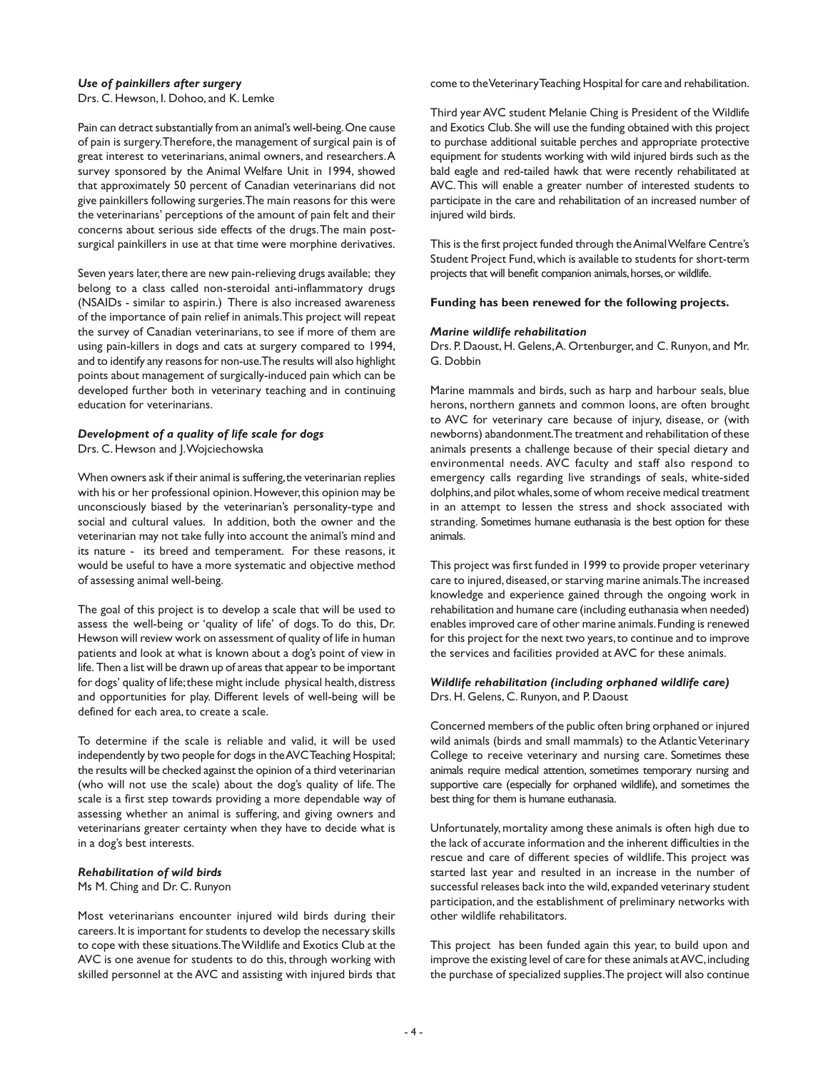### *Use of painkillers after surgery*

Drs. C. Hewson, I. Dohoo, and K. Lemke

Pain can detract substantially from an animal's well-being. One cause of pain is surgery. Therefore, the management of surgical pain is of great interest to veterinarians, animal owners, and researchers. A survey sponsored by the Animal Welfare Unit in 1994, showed that approximately 50 percent of Canadian veterinarians did not give painkillers following surgeries. The main reasons for this were the veterinarians' perceptions of the amount of pain felt and their concerns about serious side effects of the drugs. The main post-surgical painkillers in use at that time were morphine derivatives.

Seven years later, there are new pain-relieving drugs available; they belong to a class called non-steroidal anti-inflammatory drugs (NSAIDs - similar to aspirin.) There is also increased awareness of the importance of pain relief in animals. This project will repeat the survey of Canadian veterinarians, to see if more of them are using pain-killers in dogs and cats at surgery compared to 1994, and to identify any reasons for non-use. The results will also highlight points about management of surgically-induced pain which can be developed further both in veterinary teaching and in continuing education for veterinarians.

### *Development of a quality of life scale for dogs*

Drs. C. Hewson and J. Wojciechowska

When owners ask if their animal is suffering, the veterinarian replies with his or her professional opinion. However, this opinion may be unconsciously biased by the veterinarian's personality-type and social and cultural values. In addition, both the owner and the veterinarian may not take fully into account the animal's mind and its nature - its breed and temperament. For these reasons, it would be useful to have a more systematic and objective method of assessing animal well-being.

The goal of this project is to develop a scale that will be used to assess the well-being or 'quality of life' of dogs. To do this, Dr. Hewson will review work on assessment of quality of life in human patients and look at what is known about a dog's point of view in life. Then a list will be drawn up of areas that appear to be important for dogs' quality of life; these might include physical health, distress and opportunities for play. Different levels of well-being will be defined for each area, to create a scale.

To determine if the scale is reliable and valid, it will be used independently by two people for dogs in the AVC Teaching Hospital; the results will be checked against the opinion of a third veterinarian (who will not use the scale) about the dog's quality of life. The scale is a first step towards providing a more dependable way of assessing whether an animal is suffering, and giving owners and veterinarians greater certainty when they have to decide what is in a dog's best interests.

### *Rehabilitation of wild birds*

Ms M. Ching and Dr. C. Runyon

Most veterinarians encounter injured wild birds during their careers. It is important for students to develop the necessary skills to cope with these situations. The Wildlife and Exotics Club at the AVC is one avenue for students to do this, through working with skilled personnel at the AVC and assisting with injured birds that come to the Veterinary Teaching Hospital for care and rehabilitation.

Third year AVC student Melanie Ching is President of the Wildlife and Exotics Club. She will use the funding obtained with this project to purchase additional suitable perches and appropriate protective equipment for students working with wild injured birds such as the bald eagle and red-tailed hawk that were recently rehabilitated at AVC. This will enable a greater number of interested students to participate in the care and rehabilitation of an increased number of injured wild birds.

This is the first project funded through the Animal Welfare Centre's Student Project Fund, which is available to students for short-term projects that will benefit companion animals, horses, or wildlife.

**Funding has been renewed for the following projects.**

### *Marine wildlife rehabilitation*

Drs. P. Daoust, H. Gelens, A. Ortenburger, and C. Runyon, and Mr. G. Dobbin

Marine mammals and birds, such as harp and harbour seals, blue herons, northern gannets and common loons, are often brought to AVC for veterinary care because of injury, disease, or (with newborns) abandonment. The treatment and rehabilitation of these animals presents a challenge because of their special dietary and environmental needs. AVC faculty and staff also respond to emergency calls regarding live strandings of seals, white-sided dolphins, and pilot whales, some of whom receive medical treatment in an attempt to lessen the stress and shock associated with stranding. Sometimes humane euthanasia is the best option for these animals.

This project was first funded in 1999 to provide proper veterinary care to injured, diseased, or starving marine animals. The increased knowledge and experience gained through the ongoing work in rehabilitation and humane care (including euthanasia when needed) enables improved care of other marine animals. Funding is renewed for this project for the next two years, to continue and to improve the services and facilities provided at AVC for these animals.

### *Wildlife rehabilitation (including orphaned wildlife care)*

Drs. H. Gelens, C. Runyon, and P. Daoust

Concerned members of the public often bring orphaned or injured wild animals (birds and small mammals) to the Atlantic Veterinary College to receive veterinary and nursing care. Sometimes these animals require medical attention, sometimes temporary nursing and supportive care (especially for orphaned wildlife), and sometimes the best thing for them is humane euthanasia.

Unfortunately, mortality among these animals is often high due to the lack of accurate information and the inherent difficulties in the rescue and care of different species of wildlife. This project was started last year and resulted in an increase in the number of successful releases back into the wild, expanded veterinary student participation, and the establishment of preliminary networks with other wildlife rehabilitators.

This project has been funded again this year, to build upon and improve the existing level of care for these animals at AVC, including the purchase of specialized supplies. The project will also continue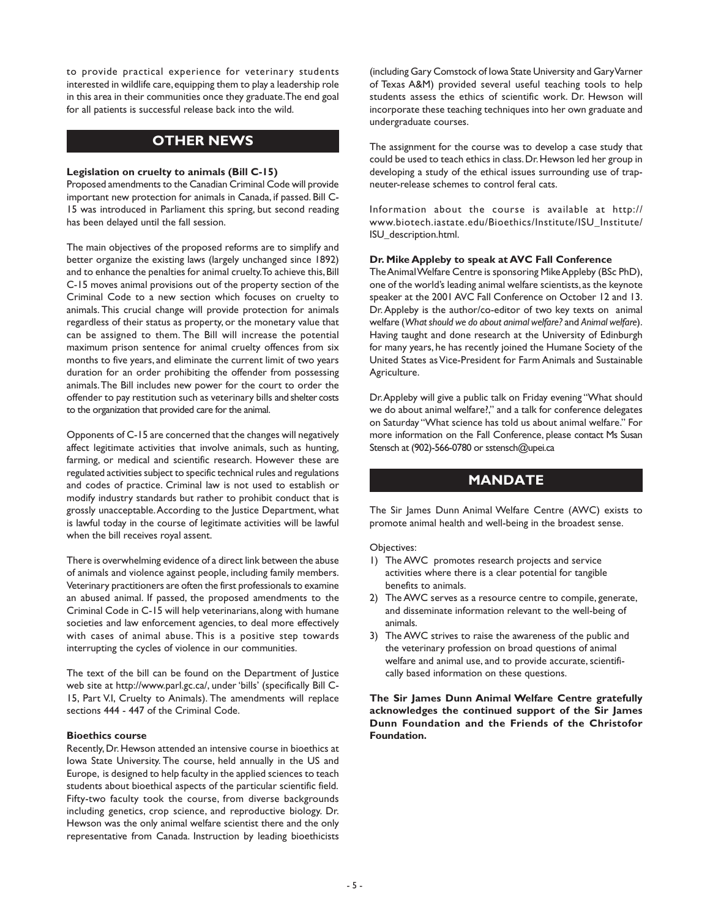to provide practical experience for veterinary students interested in wildlife care, equipping them to play a leadership role in this area in their communities once they graduate. The end goal for all patients is successful release back into the wild.

## OTHER NEWS

**Legislation on cruelty to animals (Bill C-15)**

Proposed amendments to the Canadian Criminal Code will provide important new protection for animals in Canada, if passed. Bill C-15 was introduced in Parliament this spring, but second reading has been delayed until the fall session.

The main objectives of the proposed reforms are to simplify and better organize the existing laws (largely unchanged since 1892) and to enhance the penalties for animal cruelty. To achieve this, Bill C-15 moves animal provisions out of the property section of the Criminal Code to a new section which focuses on cruelty to animals. This crucial change will provide protection for animals regardless of their status as property, or the monetary value that can be assigned to them. The Bill will increase the potential maximum prison sentence for animal cruelty offences from six months to five years, and eliminate the current limit of two years duration for an order prohibiting the offender from possessing animals. The Bill includes new power for the court to order the offender to pay restitution such as veterinary bills and shelter costs to the organization that provided care for the animal.

Opponents of C-15 are concerned that the changes will negatively affect legitimate activities that involve animals, such as hunting, farming, or medical and scientific research. However these are regulated activities subject to specific technical rules and regulations and codes of practice. Criminal law is not used to establish or modify industry standards but rather to prohibit conduct that is grossly unacceptable. According to the Justice Department, what is lawful today in the course of legitimate activities will be lawful when the bill receives royal assent.

There is overwhelming evidence of a direct link between the abuse of animals and violence against people, including family members. Veterinary practitioners are often the first professionals to examine an abused animal. If passed, the proposed amendments to the Criminal Code in C-15 will help veterinarians, along with humane societies and law enforcement agencies, to deal more effectively with cases of animal abuse. This is a positive step towards interrupting the cycles of violence in our communities.

The text of the bill can be found on the Department of Justice web site at http://www.parl.gc.ca/, under 'bills' (specifically Bill C-15, Part V.I, Cruelty to Animals). The amendments will replace sections 444 - 447 of the Criminal Code.

**Bioethics course**

Recently, Dr. Hewson attended an intensive course in bioethics at Iowa State University. The course, held annually in the US and Europe, is designed to help faculty in the applied sciences to teach students about bioethical aspects of the particular scientific field. Fifty-two faculty took the course, from diverse backgrounds including genetics, crop science, and reproductive biology. Dr. Hewson was the only animal welfare scientist there and the only representative from Canada. Instruction by leading bioethicists (including Gary Comstock of Iowa State University and Gary Varner of Texas A&M) provided several useful teaching tools to help students assess the ethics of scientific work. Dr. Hewson will incorporate these teaching techniques into her own graduate and undergraduate courses.

The assignment for the course was to develop a case study that could be used to teach ethics in class. Dr. Hewson led her group in developing a study of the ethical issues surrounding use of trap-neuter-release schemes to control feral cats.

Information about the course is available at http://www.biotech.iastate.edu/Bioethics/Institute/ISU_Institute/ISU_description.html.

**Dr. Mike Appleby to speak at AVC Fall Conference**

The Animal Welfare Centre is sponsoring Mike Appleby (BSc PhD), one of the world's leading animal welfare scientists, as the keynote speaker at the 2001 AVC Fall Conference on October 12 and 13. Dr. Appleby is the author/co-editor of two key texts on animal welfare (*What should we do about animal welfare?* and *Animal welfare*). Having taught and done research at the University of Edinburgh for many years, he has recently joined the Humane Society of the United States as Vice-President for Farm Animals and Sustainable Agriculture.

Dr. Appleby will give a public talk on Friday evening "What should we do about animal welfare?," and a talk for conference delegates on Saturday "What science has told us about animal welfare." For more information on the Fall Conference, please contact Ms Susan Stensch at (902)-566-0780 or sstensch@upei.ca

## MANDATE

The Sir James Dunn Animal Welfare Centre (AWC) exists to promote animal health and well-being in the broadest sense.

Objectives:

1) The AWC promotes research projects and service activities where there is a clear potential for tangible benefits to animals.
2) The AWC serves as a resource centre to compile, generate, and disseminate information relevant to the well-being of animals.
3) The AWC strives to raise the awareness of the public and the veterinary profession on broad questions of animal welfare and animal use, and to provide accurate, scientifically based information on these questions.

**The Sir James Dunn Animal Welfare Centre gratefully acknowledges the continued support of the Sir James Dunn Foundation and the Friends of the Christofor Foundation.**